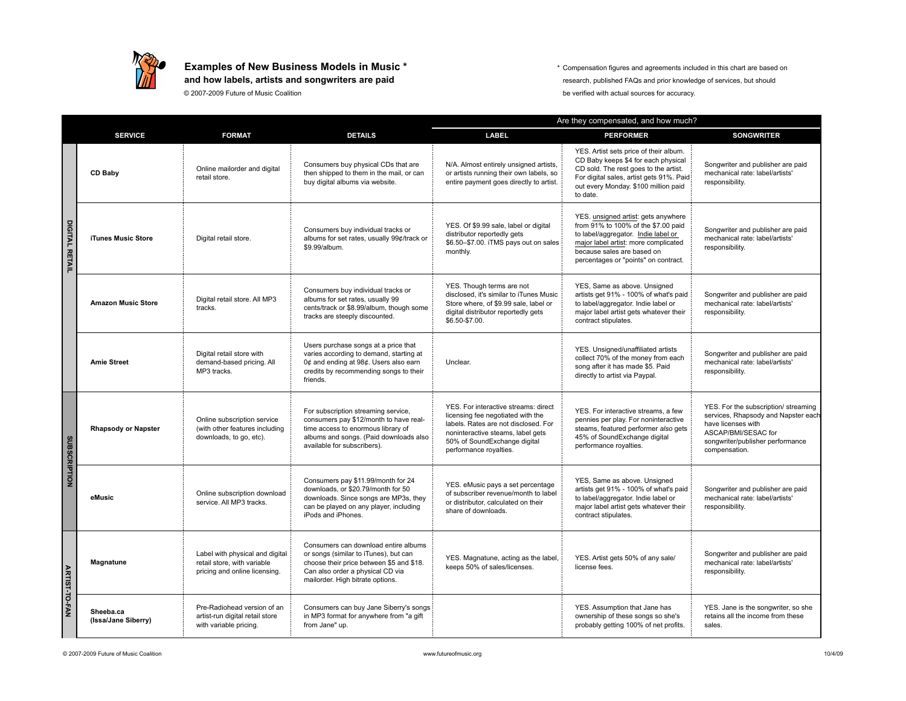# Examples of New Business Models in Music *

## and how labels, artists and songwriters are paid

© 2007-2009 Future of Music Coalition

\* Compensation figures and agreements included in this chart are based on research, published FAQs and prior knowledge of services, but should be verified with actual sources for accuracy.

| | SERVICE | FORMAT | DETAILS | Are they compensated, and how much? — LABEL | PERFORMER | SONGWRITER |
|---|---|---|---|---|---|---|
| DIGITAL RETAIL | **CD Baby** | Online mailorder and digital retail store. | Consumers buy physical CDs that are then shipped to them in the mail, or can buy digital albums via website. | N/A. Almost entirely unsigned artists, or artists running their own labels, so entire payment goes directly to artist. | YES. Artist sets price of their album. CD Baby keeps $4 for each physical CD sold. The rest goes to the artist. For digital sales, artist gets 91%. Paid out every Monday. $100 million paid to date. | Songwriter and publisher are paid mechanical rate: label/artists' responsibility. |
| DIGITAL RETAIL | **iTunes Music Store** | Digital retail store. | Consumers buy individual tracks or albums for set rates, usually 99¢/track or $9.99/album. | YES. Of $9.99 sale, label or digital distributor reportedly gets $6.50–$7.00. iTMS pays out on sales monthly. | YES. unsigned artist: gets anywhere from 91% to 100% of the $7.00 paid to label/aggregator. Indie label or major label artist: more complicated because sales are based on percentages or "points" on contract. | Songwriter and publisher are paid mechanical rate: label/artists' responsibility. |
| DIGITAL RETAIL | **Amazon Music Store** | Digital retail store. All MP3 tracks. | Consumers buy individual tracks or albums for set rates, usually 99 cents/track or $8.99/album, though some tracks are steeply discounted. | YES. Though terms are not disclosed, it's similar to iTunes Music Store where, of $9.99 sale, label or digital distributor reportedly gets $6.50-$7.00. | YES, Same as above. Unsigned artists get 91% - 100% of what's paid to label/aggregator. Indie label or major label artist gets whatever their contract stipulates. | Songwriter and publisher are paid mechanical rate: label/artists' responsibility. |
| DIGITAL RETAIL | **Amie Street** | Digital retail store with demand-based pricing. All MP3 tracks. | Users purchase songs at a price that varies according to demand, starting at 0¢ and ending at 98¢. Users also earn credits by recommending songs to their friends. | Unclear. | YES. Unsigned/unaffiliated artists collect 70% of the money from each song after it has made $5. Paid directly to artist via Paypal. | Songwriter and publisher are paid mechanical rate: label/artists' responsibility. |
| SUBSCRIPTION | **Rhapsody or Napster** | Online subscription service (with other features including downloads, to go, etc). | For subscription streaming service, consumers pay $12/month to have real-time access to enormous library of albums and songs. (Paid downloads also available for subscribers). | YES. For interactive streams: direct licensing fee negotiated with the labels. Rates are not disclosed. For noninteractive steams, label gets 50% of SoundExchange digital performance royalties. | YES. For interactive streams, a few pennies per play. For noninteractive steams, featured performer *also* gets 45% of SoundExchange digital performance royalties. | YES. For the subscription/ streaming services, Rhapsody and Napster each have licenses with ASCAP/BMI/SESAC for songwriter/publisher performance compensation. |
| SUBSCRIPTION | **eMusic** | Online subscription download service. All MP3 tracks. | Consumers pay $11.99/month for 24 downloads, or $20.79/month for 50 downloads. Since songs are MP3s, they can be played on any player, including iPods and iPhones. | YES. eMusic pays a set percentage of subscriber revenue/month to label or distributor, calculated on their share of downloads. | YES, Same as above. Unsigned artists get 91% - 100% of what's paid to label/aggregator. Indie label or major label artist gets whatever their contract stipulates. | Songwriter and publisher are paid mechanical rate: label/artists' responsibility. |
| ARTIST-TO-FAN | **Magnatune** | Label with physical and digital retail store, with variable pricing and online licensing. | Consumers can download entire albums or songs (similar to iTunes), but can choose their price between $5 and $18. Can also order a physical CD via mailorder. High bitrate options. | YES. Magnatune, acting as the label, keeps 50% of sales/licenses. | YES. Artist gets 50% of any sale/ license fees. | Songwriter and publisher are paid mechanical rate: label/artists' responsibility. |
| ARTIST-TO-FAN | **Sheeba.ca (Issa/Jane Siberry)** | Pre-Radiohead version of an artist-run digital retail store with variable pricing. | Consumers can buy Jane Siberry's songs in MP3 format for anywhere from "a gift from Jane" up. | | YES. Assumption that Jane has ownership of these songs so she's probably getting 100% of net profits. | YES. Jane is the songwriter, so she retains all the income from these sales. |

© 2007-2009 Future of Music Coalition www.futureofmusic.org 10/4/09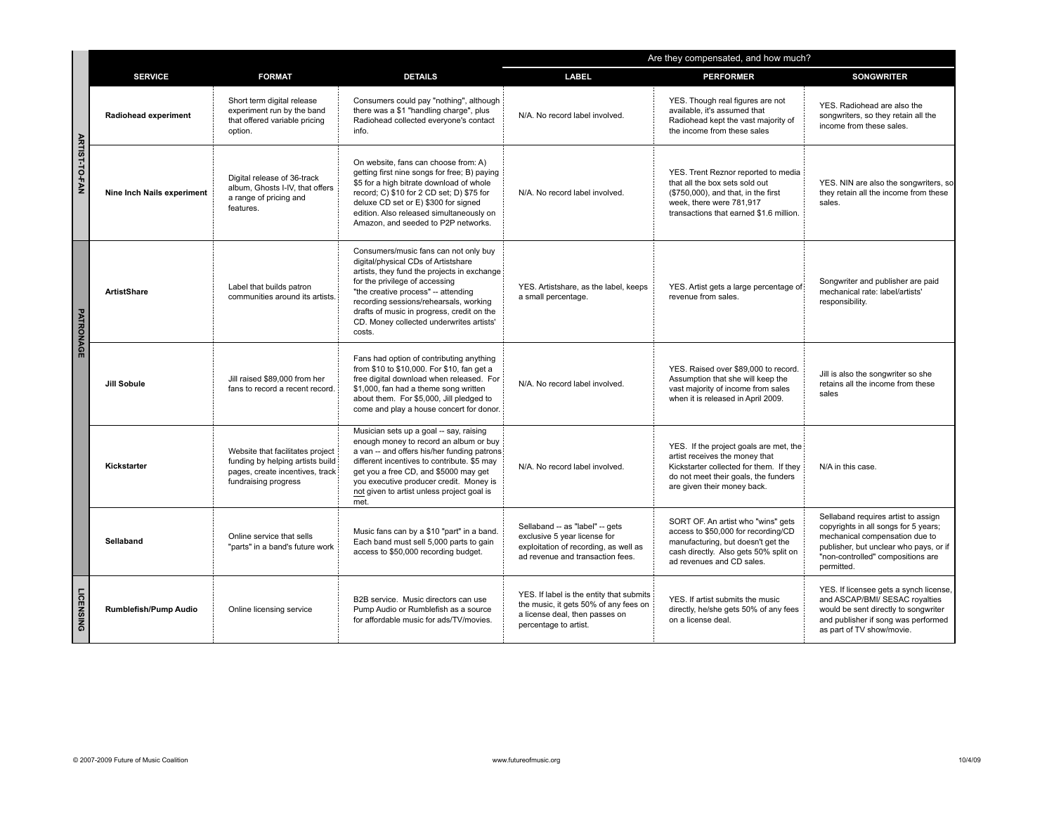| | SERVICE | FORMAT | DETAILS | Are they compensated, and how much? | | |
|---|---|---|---|---|---|---|
| | | | | LABEL | PERFORMER | SONGWRITER |
| ARTIST-TO-FAN | Radiohead experiment | Short term digital release experiment run by the band that offered variable pricing option. | Consumers could pay "nothing", although there was a $1 "handling charge", plus Radiohead collected everyone's contact info. | N/A. No record label involved. | YES. Though real figures are not available, it's assumed that Radiohead kept the vast majority of the income from these sales | YES. Radiohead are also the songwriters, so they retain all the income from these sales. |
| ARTIST-TO-FAN | Nine Inch Nails experiment | Digital release of 36-track album, Ghosts I-IV, that offers a range of pricing and features. | On website, fans can choose from: A) getting first nine songs for free; B) paying $5 for a high bitrate download of whole record; C) $10 for 2 CD set; D) $75 for deluxe CD set or E) $300 for signed edition. Also released simultaneously on Amazon, and seeded to P2P networks. | N/A. No record label involved. | YES. Trent Reznor reported to media that all the box sets sold out ($750,000), and that, in the first week, there were 781,917 transactions that earned $1.6 million. | YES. NIN are also the songwriters, so they retain all the income from these sales. |
| PATRONAGE | ArtistShare | Label that builds patron communities around its artists. | Consumers/music fans can not only buy digital/physical CDs of Artistshare artists, they fund the projects in exchange for the privilege of accessing "the creative process" -- attending recording sessions/rehearsals, working drafts of music in progress, credit on the CD. Money collected underwrites artists' costs. | YES. Artistshare, as the label, keeps a small percentage. | YES. Artist gets a large percentage of revenue from sales. | Songwriter and publisher are paid mechanical rate: label/artists' responsibility. |
| PATRONAGE | Jill Sobule | Jill raised $89,000 from her fans to record a recent record. | Fans had option of contributing anything from $10 to $10,000. For $10, fan get a free digital download when released. For $1,000, fan had a theme song written about them. For $5,000, Jill pledged to come and play a house concert for donor. | N/A. No record label involved. | YES. Raised over $89,000 to record. Assumption that she will keep the vast majority of income from sales when it is released in April 2009. | Jill is also the songwriter so she retains all the income from these sales |
| PATRONAGE | Kickstarter | Website that facilitates project funding by helping artists build pages, create incentives, track fundraising progress | Musician sets up a goal -- say, raising enough money to record an album or buy a van -- and offers his/her funding patrons different incentives to contribute. $5 may get you a free CD, and $5000 may get you executive producer credit. Money is not given to artist unless project goal is met. | N/A. No record label involved. | YES. If the project goals are met, the artist receives the money that Kickstarter collected for them. If they do not meet their goals, the funders are given their money back. | N/A in this case. |
| PATRONAGE | Sellaband | Online service that sells "parts" in a band's future work | Music fans can by a $10 "part" in a band. Each band must sell 5,000 parts to gain access to $50,000 recording budget. | Sellaband -- as "label" -- gets exclusive 5 year license for exploitation of recording, as well as ad revenue and transaction fees. | SORT OF. An artist who "wins" gets access to $50,000 for recording/CD manufacturing, but doesn't get the cash directly. Also gets 50% split on ad revenues and CD sales. | Sellaband requires artist to assign copyrights in all songs for 5 years; mechanical compensation due to publisher, but unclear who pays, or if "non-controlled" compositions are permitted. |
| LICENSING | Rumblefish/Pump Audio | Online licensing service | B2B service. Music directors can use Pump Audio or Rumblefish as a source for affordable music for ads/TV/movies. | YES. If label is the entity that submits the music, it gets 50% of any fees on a license deal, then passes on percentage to artist. | YES. If artist submits the music directly, he/she gets 50% of any fees on a license deal. | YES. If licensee gets a synch license, and ASCAP/BMI/ SESAC royalties would be sent directly to songwriter and publisher if song was performed as part of TV show/movie. |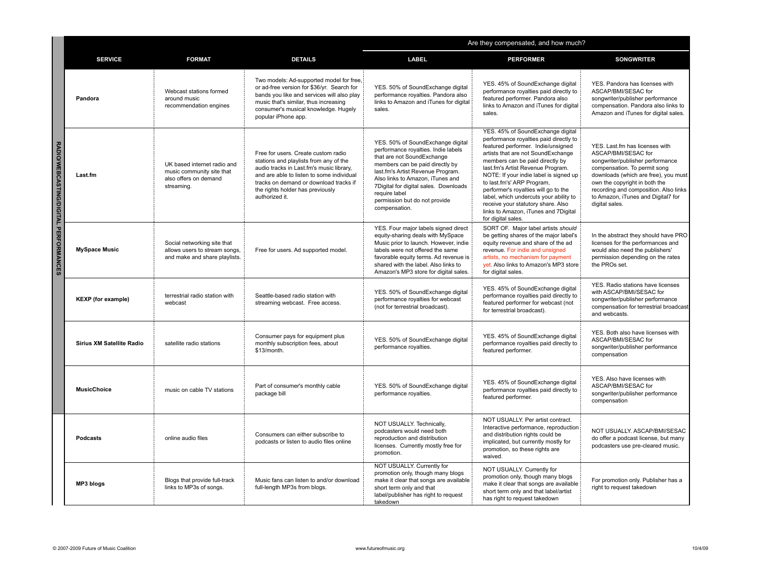| | | | Are they compensated, and how much? | | |
|---|---|---|---|---|---|
| **SERVICE** | **FORMAT** | **DETAILS** | **LABEL** | **PERFORMER** | **SONGWRITER** |
| **Pandora** | Webcast stations formed around music recommendation engines | Two models: Ad-supported model for free, or ad-free version for $36/yr. Search for bands you like and services will also play music that's similar, thus increasing consumer's musical knowledge. Hugely popular iPhone app. | YES. 50% of SoundExchange digital performance royalties. Pandora also links to Amazon and iTunes for digital sales. | YES. 45% of SoundExchange digital performance royalties paid directly to featured performer. Pandora also links to Amazon and iTunes for digital sales. | YES. Pandora has licenses with ASCAP/BMI/SESAC for songwriter/publisher performance compensation. Pandora also links to Amazon and iTunes for digital sales. |
| **Last.fm** | UK based internet radio and music community site that also offers on demand streaming. | Free for users. Create custom radio stations and playlists from any of the audio tracks in Last.fm's music library, and are able to listen to some individual tracks on demand or download tracks if the rights holder has previously authorized it. | YES. 50% of SoundExchange digital performance royalties. Indie labels that are not SoundExchange members can be paid directly by last.fm's Artist Revenue Program. Also links to Amazon, iTunes and 7Digital for digital sales. Downloads require label permission but do not provide compensation. | YES. 45% of SoundExchange digital performance royalties paid directly to featured performer. Indie/unsigned artists that are not SoundExchange members can be paid directly by last.fm's Artist Revenue Program. NOTE: If your indie label is signed up to last.fm's' ARP Program, performer's royalties will go to the label, which undercuts your ability to receive your statutory share. Also links to Amazon, iTunes and 7Digital for digital sales. | YES. Last.fm has licenses with ASCAP/BMI/SESAC for songwriter/publisher performance compensation. To permit song downloads (which are free), you must own the copyright in both the recording and composition. Also links to Amazon, iTunes and Digital7 for digital sales. |
| **MySpace Music** | Social networking site that allows users to stream songs, and make and share playlists. | Free for users. Ad supported model. | YES. Four major labels signed direct equity-sharing deals with MySpace Music prior to launch. However, indie labels were not offered the same favorable equity terms. Ad revenue is shared with the label. Also links to Amazon's MP3 store for digital sales. | SORT OF. Major label artists *should* be getting shares of the major label's equity revenue and share of the ad revenue. For indie and unsigned artists, no mechanism for payment yet. Also links to Amazon's MP3 store for digital sales. | In the abstract they should have PRO licenses for the performances and would also need the publishers' permission depending on the rates the PROs set. |
| **KEXP (for example)** | terrestrial radio station with webcast | Seattle-based radio station with streaming webcast. Free access. | YES. 50% of SoundExchange digital performance royalties for webcast (not for terrestrial broadcast). | YES. 45% of SoundExchange digital performance royalties paid directly to featured performer for webcast (not for terrestrial broadcast). | YES. Radio stations have licenses with ASCAP/BMI/SESAC for songwriter/publisher performance compensation for terrestrial broadcast and webcasts. |
| **Sirius XM Satellite Radio** | satellite radio stations | Consumer pays for equipment plus monthly subscription fees, about $13/month. | YES. 50% of SoundExchange digital performance royalties. | YES. 45% of SoundExchange digital performance royalties paid directly to featured performer. | YES. Both also have licenses with ASCAP/BMI/SESAC for songwriter/publisher performance compensation |
| **MusicChoice** | music on cable TV stations | Part of consumer's monthly cable package bill | YES. 50% of SoundExchange digital performance royalties. | YES. 45% of SoundExchange digital performance royalties paid directly to featured performer. | YES. Also have licenses with ASCAP/BMI/SESAC for songwriter/publisher performance compensation |
| **Podcasts** | online audio files | Consumers can either subscribe to podcasts or listen to audio files online | NOT USUALLY. Technically, podcasters would need both reproduction and distribution licenses. Currently mostly free for promotion. | NOT USUALLY. Per artist contract. Interactive performance, reproduction and distribution rights could be implicated, but currently mostly for promotion, so these rights are waived. | NOT USUALLY. ASCAP/BMI/SESAC do offer a podcast license, but many podcasters use pre-cleared music. |
| **MP3 blogs** | Blogs that provide full-track links to MP3s of songs. | Music fans can listen to and/or download full-length MP3s from blogs. | NOT USUALLY. Currently for promotion only, though many blogs make it clear that songs are available short term only and that label/publisher has right to request takedown | NOT USUALLY. Currently for promotion only, though many blogs make it clear that songs are available short term only and that label/artist has right to request takedown | For promotion only. Publisher has a right to request takedown |

RADIO/WEBCASTING/DIGITAL PERFORMANCES

© 2007-2009 Future of Music Coalition www.futureofmusic.org 10/4/09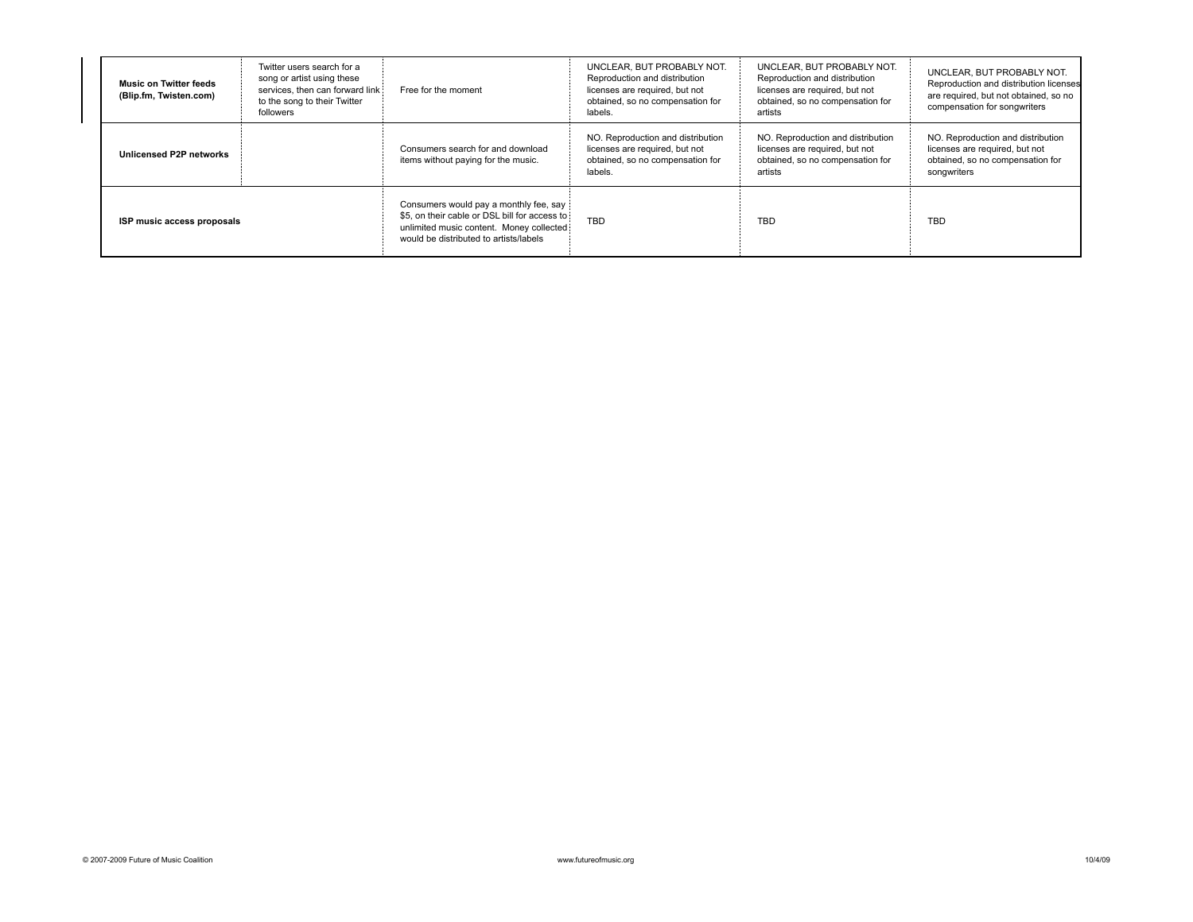| | | | | | |
|---|---|---|---|---|---|
| **Music on Twitter feeds (Blip.fm, Twisten.com)** | Twitter users search for a song or artist using these services, then can forward link to the song to their Twitter followers | Free for the moment | UNCLEAR, BUT PROBABLY NOT. Reproduction and distribution licenses are required, but not obtained, so no compensation for labels. | UNCLEAR, BUT PROBABLY NOT. Reproduction and distribution licenses are required, but not obtained, so no compensation for artists | UNCLEAR, BUT PROBABLY NOT. Reproduction and distribution licenses are required, but not obtained, so no compensation for songwriters |
| **Unlicensed P2P networks** | | Consumers search for and download items without paying for the music. | NO. Reproduction and distribution licenses are required, but not obtained, so no compensation for labels. | NO. Reproduction and distribution licenses are required, but not obtained, so no compensation for artists | NO. Reproduction and distribution licenses are required, but not obtained, so no compensation for songwriters |
| **ISP music access proposals** | | Consumers would pay a monthly fee, say $5, on their cable or DSL bill for access to unlimited music content. Money collected would be distributed to artists/labels | TBD | TBD | TBD |

© 2007-2009 Future of Music Coalition www.futureofmusic.org 10/4/09